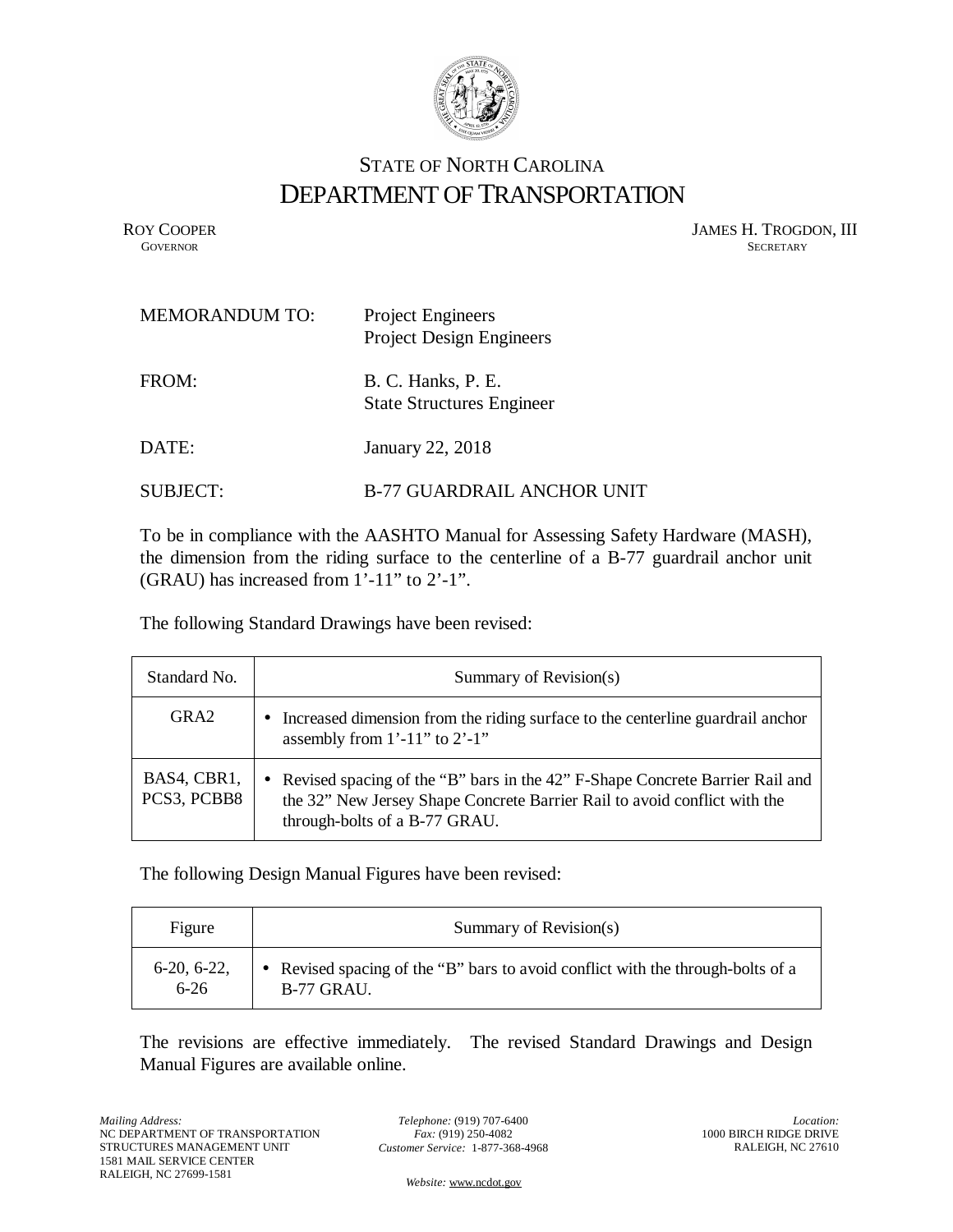STATE OF NORTH CAROLINA

# DEPARTMENT OF TRANSPORTATION

ROY COOPER
GOVERNOR

JAMES H. TROGDON, III
SECRETARY

MEMORANDUM TO: Project Engineers
Project Design Engineers

FROM: B. C. Hanks, P. E.
State Structures Engineer

DATE: January 22, 2018

SUBJECT: B-77 GUARDRAIL ANCHOR UNIT

To be in compliance with the AASHTO Manual for Assessing Safety Hardware (MASH), the dimension from the riding surface to the centerline of a B-77 guardrail anchor unit (GRAU) has increased from 1'-11" to 2'-1".

The following Standard Drawings have been revised:

| Standard No. | Summary of Revision(s) |
|---|---|
| GRA2 | • Increased dimension from the riding surface to the centerline guardrail anchor assembly from 1'-11" to 2'-1" |
| BAS4, CBR1, PCS3, PCBB8 | • Revised spacing of the "B" bars in the 42" F-Shape Concrete Barrier Rail and the 32" New Jersey Shape Concrete Barrier Rail to avoid conflict with the through-bolts of a B-77 GRAU. |

The following Design Manual Figures have been revised:

| Figure | Summary of Revision(s) |
|---|---|
| 6-20, 6-22, 6-26 | • Revised spacing of the "B" bars to avoid conflict with the through-bolts of a B-77 GRAU. |

The revisions are effective immediately. The revised Standard Drawings and Design Manual Figures are available online.

*Mailing Address:*
NC DEPARTMENT OF TRANSPORTATION
STRUCTURES MANAGEMENT UNIT
1581 MAIL SERVICE CENTER
RALEIGH, NC 27699-1581

*Telephone:* (919) 707-6400
*Fax:* (919) 250-4082
*Customer Service:* 1-877-368-4968

*Website:* www.ncdot.gov

*Location:*
1000 BIRCH RIDGE DRIVE
RALEIGH, NC 27610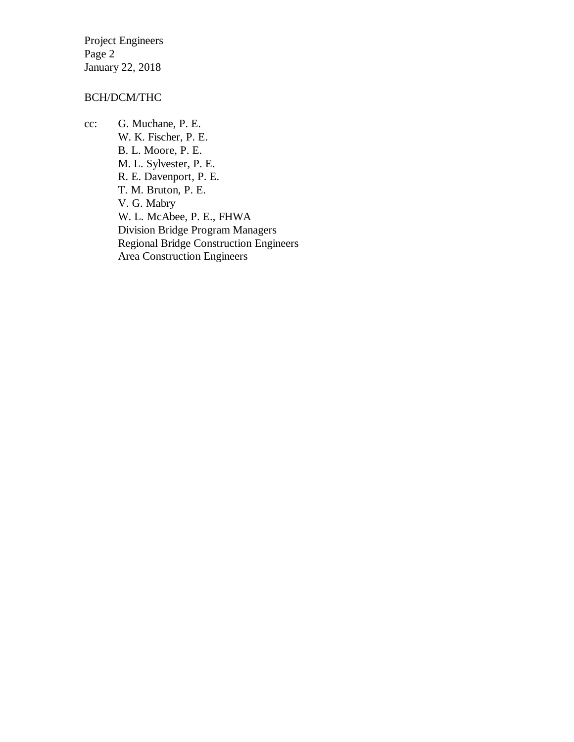BCH/DCM/THC

cc: G. Muchane, P. E.
W. K. Fischer, P. E.
B. L. Moore, P. E.
M. L. Sylvester, P. E.
R. E. Davenport, P. E.
T. M. Bruton, P. E.
V. G. Mabry
W. L. McAbee, P. E., FHWA
Division Bridge Program Managers
Regional Bridge Construction Engineers
Area Construction Engineers